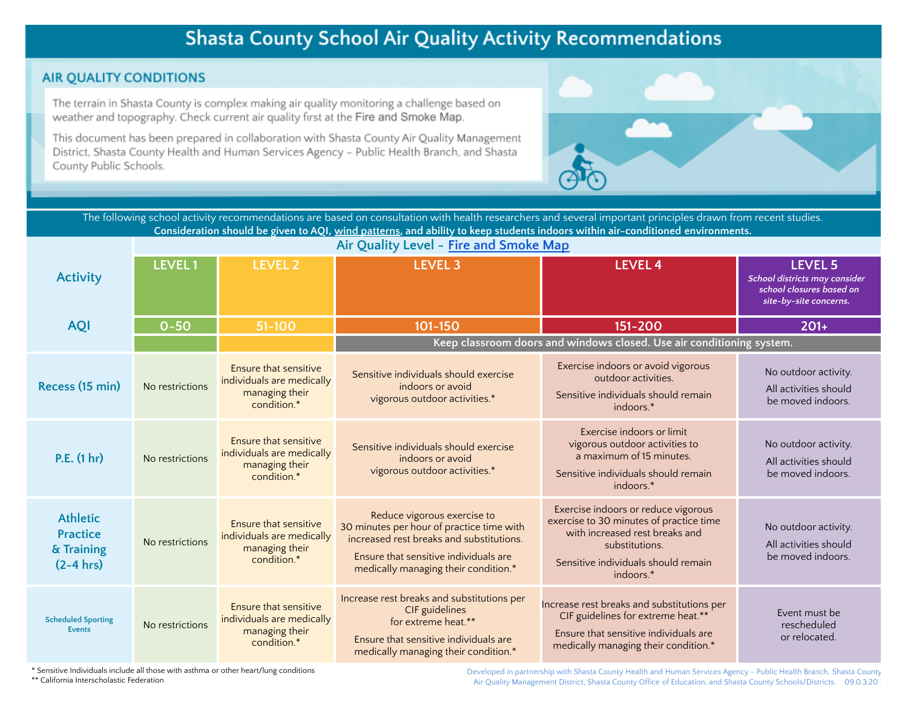# Shasta County School Air Quality Activity Recommendations

## AIR QUALITY CONDITIONS

The terrain in Shasta County is complex making air quality monitoring a challenge based on weather and topography. Check current air quality first at the Fire and Smoke Map.

This document has been prepared in collaboration with Shasta County Air Quality Management District, Shasta County Health and Human Services Agency – Public Health Branch, and Shasta County Public Schools.

The following school activity recommendations are based on consultation with health researchers and several important principles drawn from recent studies.
**Consideration should be given to AQI, wind patterns, and ability to keep students indoors within air-conditioned environments.**

| Activity | Air Quality Level – Fire and Smoke Map | | | | |
|---|---|---|---|---|---|
| | LEVEL 1 | LEVEL 2 | LEVEL 3 | LEVEL 4 | LEVEL 5 *School districts may consider school closures based on site-by-site concerns.* |
| AQI | 0-50 | 51-100 | 101-150 | 151-200 | 201+ |
| | | | Keep classroom doors and windows closed. Use air conditioning system. | | |
| Recess (15 min) | No restrictions | Ensure that sensitive individuals are medically managing their condition.* | Sensitive individuals should exercise indoors or avoid vigorous outdoor activities.* | Exercise indoors or avoid vigorous outdoor activities. Sensitive individuals should remain indoors.* | No outdoor activity. All activities should be moved indoors. |
| P.E. (1 hr) | No restrictions | Ensure that sensitive individuals are medically managing their condition.* | Sensitive individuals should exercise indoors or avoid vigorous outdoor activities.* | Exercise indoors or limit vigorous outdoor activities to a maximum of 15 minutes. Sensitive individuals should remain indoors.* | No outdoor activity. All activities should be moved indoors. |
| Athletic Practice & Training (2-4 hrs) | No restrictions | Ensure that sensitive individuals are medically managing their condition.* | Reduce vigorous exercise to 30 minutes per hour of practice time with increased rest breaks and substitutions. Ensure that sensitive individuals are medically managing their condition.* | Exercise indoors or reduce vigorous exercise to 30 minutes of practice time with increased rest breaks and substitutions. Sensitive individuals should remain indoors.* | No outdoor activity. All activities should be moved indoors. |
| Scheduled Sporting Events | No restrictions | Ensure that sensitive individuals are medically managing their condition.* | Increase rest breaks and substitutions per CIF guidelines for extreme heat.** Ensure that sensitive individuals are medically managing their condition.* | Increase rest breaks and substitutions per CIF guidelines for extreme heat.** Ensure that sensitive individuals are medically managing their condition.* | Event must be rescheduled or relocated. |

\* Sensitive Individuals include all those with asthma or other heart/lung conditions
\*\* California Interscholastic Federation

Developed in partnership with Shasta County Health and Human Services Agency – Public Health Branch, Shasta County Air Quality Management District, Shasta County Office of Education, and Shasta County Schools/Districts. 09.0.3.20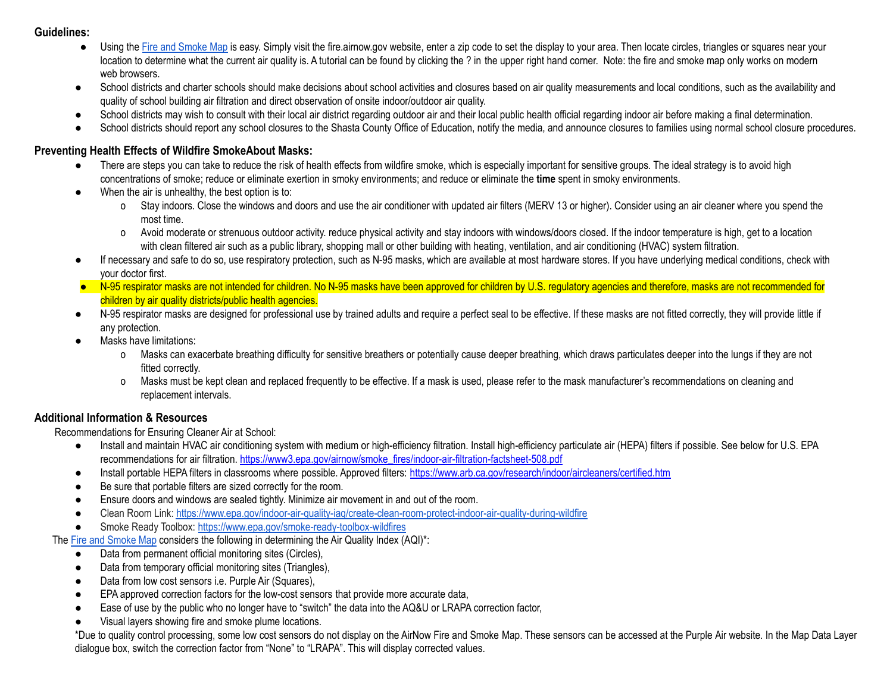**Guidelines:**

- Using the [Fire and Smoke Map](https://fire.airnow.gov) is easy. Simply visit the fire.airnow.gov website, enter a zip code to set the display to your area. Then locate circles, triangles or squares near your location to determine what the current air quality is. A tutorial can be found by clicking the ? in the upper right hand corner. Note: the fire and smoke map only works on modern web browsers.
- School districts and charter schools should make decisions about school activities and closures based on air quality measurements and local conditions, such as the availability and quality of school building air filtration and direct observation of onsite indoor/outdoor air quality.
- School districts may wish to consult with their local air district regarding outdoor air and their local public health official regarding indoor air before making a final determination.
- School districts should report any school closures to the Shasta County Office of Education, notify the media, and announce closures to families using normal school closure procedures.

**Preventing Health Effects of Wildfire SmokeAbout Masks:**

- There are steps you can take to reduce the risk of health effects from wildfire smoke, which is especially important for sensitive groups. The ideal strategy is to avoid high concentrations of smoke; reduce or eliminate exertion in smoky environments; and reduce or eliminate the **time** spent in smoky environments.
- When the air is unhealthy, the best option is to:
  - Stay indoors. Close the windows and doors and use the air conditioner with updated air filters (MERV 13 or higher). Consider using an air cleaner where you spend the most time.
  - Avoid moderate or strenuous outdoor activity. reduce physical activity and stay indoors with windows/doors closed. If the indoor temperature is high, get to a location with clean filtered air such as a public library, shopping mall or other building with heating, ventilation, and air conditioning (HVAC) system filtration.
- If necessary and safe to do so, use respiratory protection, such as N-95 masks, which are available at most hardware stores. If you have underlying medical conditions, check with your doctor first.
- N-95 respirator masks are not intended for children. No N-95 masks have been approved for children by U.S. regulatory agencies and therefore, masks are not recommended for children by air quality districts/public health agencies.
- N-95 respirator masks are designed for professional use by trained adults and require a perfect seal to be effective. If these masks are not fitted correctly, they will provide little if any protection.
- Masks have limitations:
  - Masks can exacerbate breathing difficulty for sensitive breathers or potentially cause deeper breathing, which draws particulates deeper into the lungs if they are not fitted correctly.
  - Masks must be kept clean and replaced frequently to be effective. If a mask is used, please refer to the mask manufacturer's recommendations on cleaning and replacement intervals.

**Additional Information & Resources**

Recommendations for Ensuring Cleaner Air at School:

- Install and maintain HVAC air conditioning system with medium or high-efficiency filtration. Install high-efficiency particulate air (HEPA) filters if possible. See below for U.S. EPA recommendations for air filtration. https://www3.epa.gov/airnow/smoke_fires/indoor-air-filtration-factsheet-508.pdf
- Install portable HEPA filters in classrooms where possible. Approved filters: https://www.arb.ca.gov/research/indoor/aircleaners/certified.htm
- Be sure that portable filters are sized correctly for the room.
- Ensure doors and windows are sealed tightly. Minimize air movement in and out of the room.
- Clean Room Link: https://www.epa.gov/indoor-air-quality-iaq/create-clean-room-protect-indoor-air-quality-during-wildfire
- Smoke Ready Toolbox: https://www.epa.gov/smoke-ready-toolbox-wildfires

The [Fire and Smoke Map](https://fire.airnow.gov) considers the following in determining the Air Quality Index (AQI)*:

- Data from permanent official monitoring sites (Circles),
- Data from temporary official monitoring sites (Triangles),
- Data from low cost sensors i.e. Purple Air (Squares),
- EPA approved correction factors for the low-cost sensors that provide more accurate data,
- Ease of use by the public who no longer have to "switch" the data into the AQ&U or LRAPA correction factor,
- Visual layers showing fire and smoke plume locations.

*Due to quality control processing, some low cost sensors do not display on the AirNow Fire and Smoke Map. These sensors can be accessed at the Purple Air website. In the Map Data Layer dialogue box, switch the correction factor from "None" to "LRAPA". This will display corrected values.